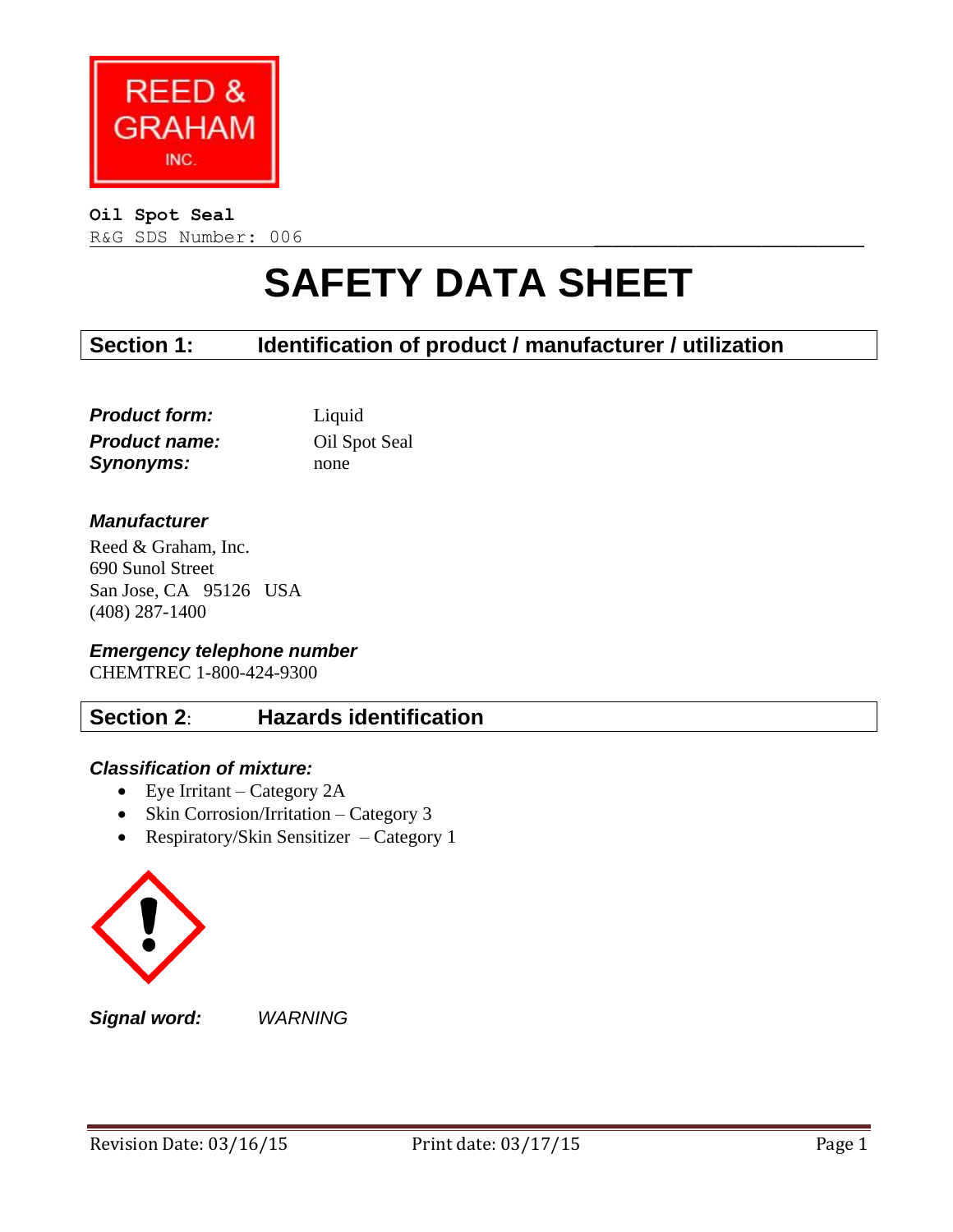REED & GRAHAM INC.

**Oil Spot Seal**
R&G SDS Number: 006

# SAFETY DATA SHEET

## Section 1: Identification of product / manufacturer / utilization

***Product form:*** Liquid
***Product name:*** Oil Spot Seal
***Synonyms:*** none

***Manufacturer***

Reed & Graham, Inc.
690 Sunol Street
San Jose, CA 95126 USA
(408) 287-1400

***Emergency telephone number***

CHEMTREC 1-800-424-9300

## Section 2: Hazards identification

***Classification of mixture:***

- Eye Irritant – Category 2A
- Skin Corrosion/Irritation – Category 3
- Respiratory/Skin Sensitizer – Category 1

***Signal word:*** *WARNING*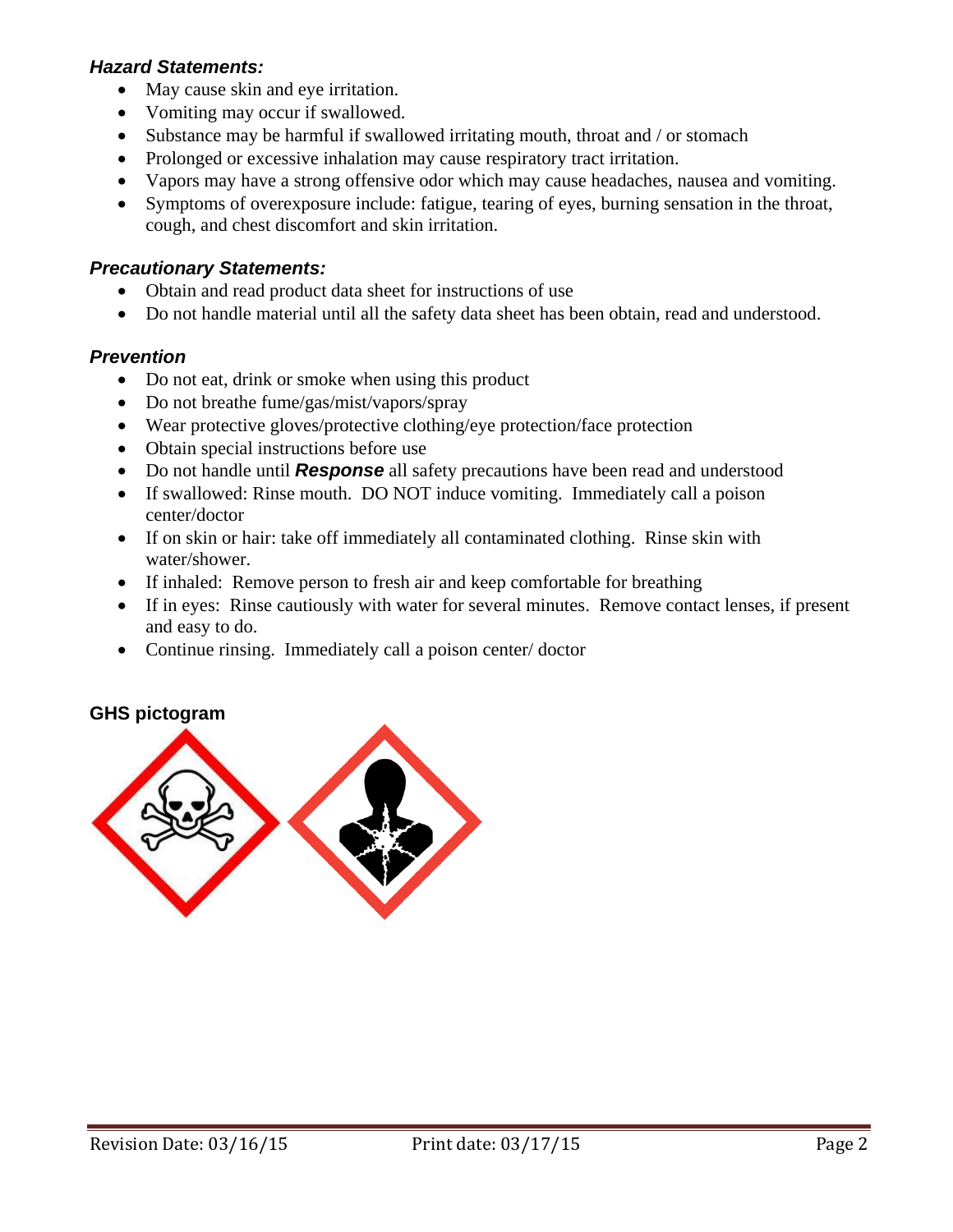### *Hazard Statements:*

- May cause skin and eye irritation.
- Vomiting may occur if swallowed.
- Substance may be harmful if swallowed irritating mouth, throat and / or stomach
- Prolonged or excessive inhalation may cause respiratory tract irritation.
- Vapors may have a strong offensive odor which may cause headaches, nausea and vomiting.
- Symptoms of overexposure include: fatigue, tearing of eyes, burning sensation in the throat, cough, and chest discomfort and skin irritation.

### *Precautionary Statements:*

- Obtain and read product data sheet for instructions of use
- Do not handle material until all the safety data sheet has been obtain, read and understood.

### *Prevention*

- Do not eat, drink or smoke when using this product
- Do not breathe fume/gas/mist/vapors/spray
- Wear protective gloves/protective clothing/eye protection/face protection
- Obtain special instructions before use
- Do not handle until ***Response*** all safety precautions have been read and understood
- If swallowed: Rinse mouth. DO NOT induce vomiting. Immediately call a poison center/doctor
- If on skin or hair: take off immediately all contaminated clothing. Rinse skin with water/shower.
- If inhaled: Remove person to fresh air and keep comfortable for breathing
- If in eyes: Rinse cautiously with water for several minutes. Remove contact lenses, if present and easy to do.
- Continue rinsing. Immediately call a poison center/ doctor

### GHS pictogram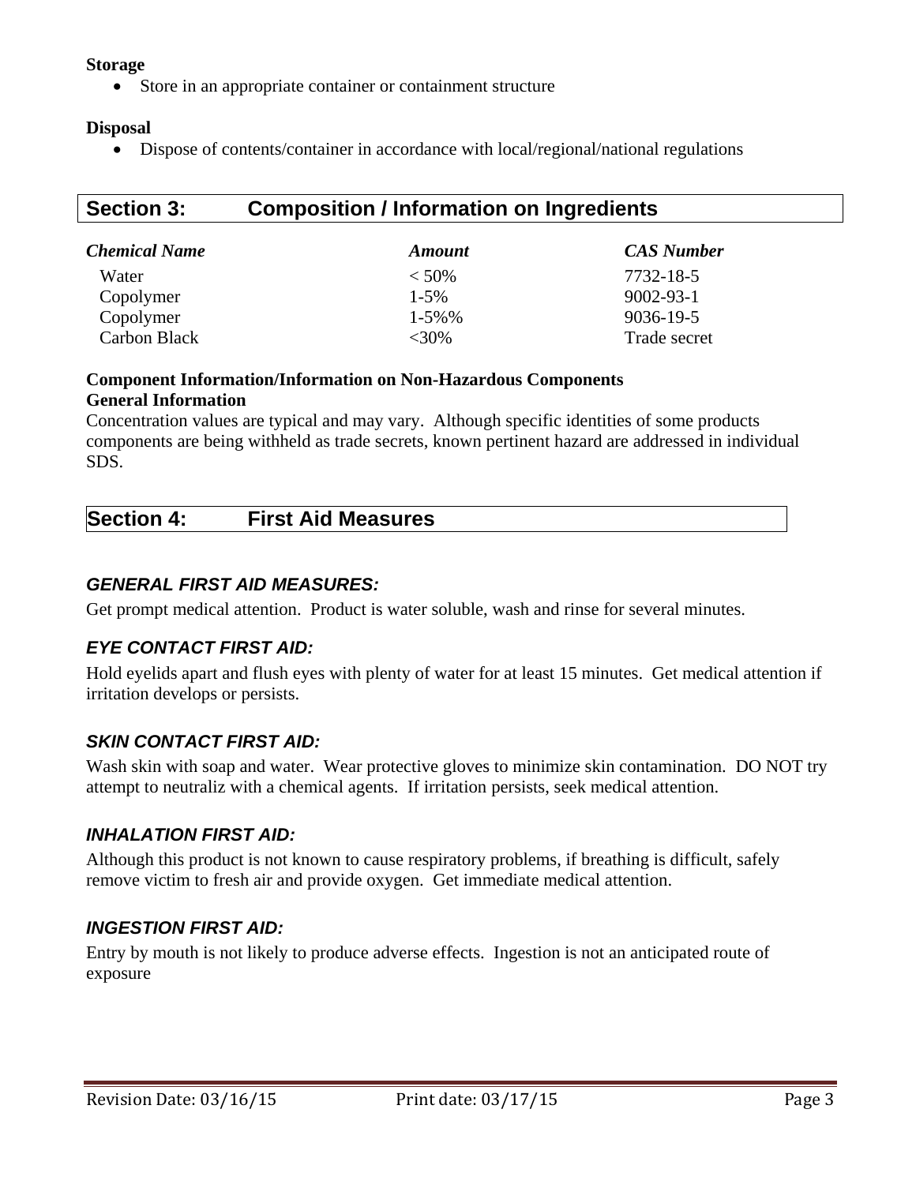**Storage**

- Store in an appropriate container or containment structure

**Disposal**

- Dispose of contents/container in accordance with local/regional/national regulations

## Section 3: Composition / Information on Ingredients

| *Chemical Name* | *Amount* | *CAS Number* |
|---|---|---|
| Water | < 50% | 7732-18-5 |
| Copolymer | 1-5% | 9002-93-1 |
| Copolymer | 1-5%% | 9036-19-5 |
| Carbon Black | <30% | Trade secret |

**Component Information/Information on Non-Hazardous Components**
**General Information**

Concentration values are typical and may vary. Although specific identities of some products components are being withheld as trade secrets, known pertinent hazard are addressed in individual SDS.

## Section 4: First Aid Measures

### *GENERAL FIRST AID MEASURES:*

Get prompt medical attention. Product is water soluble, wash and rinse for several minutes.

### *EYE CONTACT FIRST AID:*

Hold eyelids apart and flush eyes with plenty of water for at least 15 minutes. Get medical attention if irritation develops or persists.

### *SKIN CONTACT FIRST AID:*

Wash skin with soap and water. Wear protective gloves to minimize skin contamination. DO NOT try attempt to neutraliz with a chemical agents. If irritation persists, seek medical attention.

### *INHALATION FIRST AID:*

Although this product is not known to cause respiratory problems, if breathing is difficult, safely remove victim to fresh air and provide oxygen. Get immediate medical attention.

### *INGESTION FIRST AID:*

Entry by mouth is not likely to produce adverse effects. Ingestion is not an anticipated route of exposure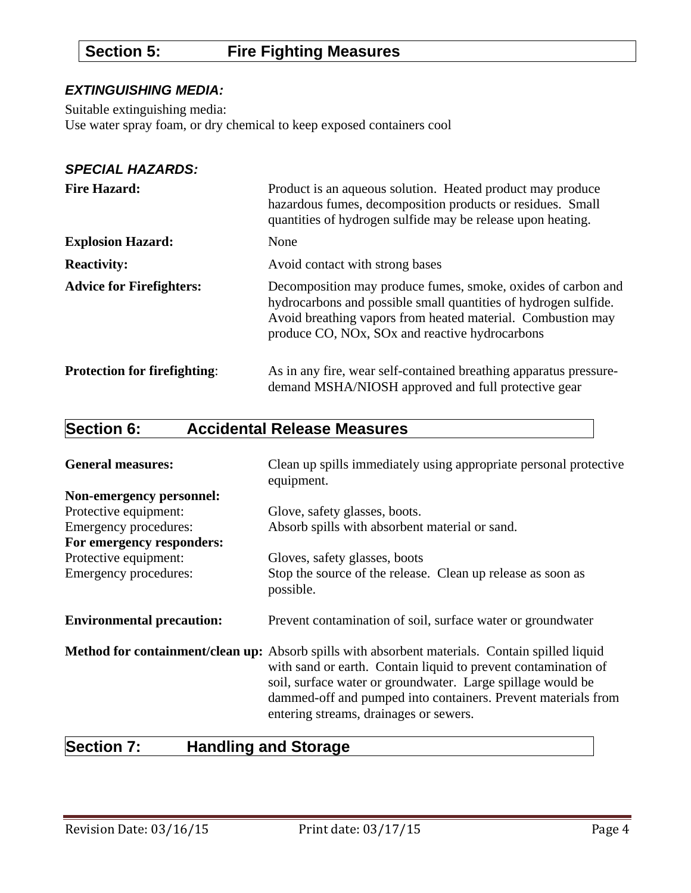## Section 5: Fire Fighting Measures

### *EXTINGUISHING MEDIA:*

Suitable extinguishing media:
Use water spray foam, or dry chemical to keep exposed containers cool

### *SPECIAL HAZARDS:*

**Fire Hazard:** Product is an aqueous solution. Heated product may produce hazardous fumes, decomposition products or residues. Small quantities of hydrogen sulfide may be release upon heating.

**Explosion Hazard:** None

**Reactivity:** Avoid contact with strong bases

**Advice for Firefighters:** Decomposition may produce fumes, smoke, oxides of carbon and hydrocarbons and possible small quantities of hydrogen sulfide. Avoid breathing vapors from heated material. Combustion may produce CO, NOx, SOx and reactive hydrocarbons

**Protection for firefighting**: As in any fire, wear self-contained breathing apparatus pressure-demand MSHA/NIOSH approved and full protective gear

## Section 6: Accidental Release Measures

**General measures:** Clean up spills immediately using appropriate personal protective equipment.

**Non-emergency personnel:**

Protective equipment: Glove, safety glasses, boots.

Emergency procedures: Absorb spills with absorbent material or sand.

**For emergency responders:**

Protective equipment: Gloves, safety glasses, boots

Emergency procedures: Stop the source of the release. Clean up release as soon as possible.

**Environmental precaution:** Prevent contamination of soil, surface water or groundwater

**Method for containment/clean up:** Absorb spills with absorbent materials. Contain spilled liquid with sand or earth. Contain liquid to prevent contamination of soil, surface water or groundwater. Large spillage would be dammed-off and pumped into containers. Prevent materials from entering streams, drainages or sewers.

## Section 7: Handling and Storage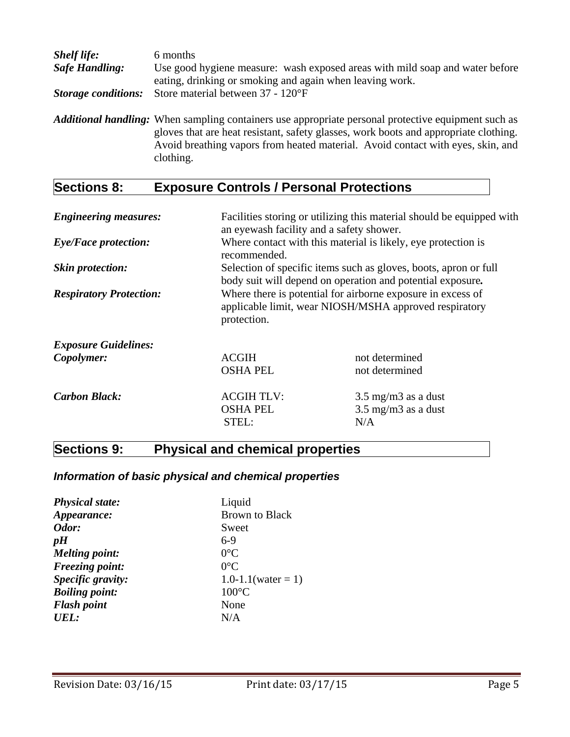***Shelf life:*** 6 months

***Safe Handling:*** Use good hygiene measure: wash exposed areas with mild soap and water before eating, drinking or smoking and again when leaving work.

***Storage conditions:*** Store material between 37 - 120°F

***Additional handling:*** When sampling containers use appropriate personal protective equipment such as gloves that are heat resistant, safety glasses, work boots and appropriate clothing. Avoid breathing vapors from heated material. Avoid contact with eyes, skin, and clothing.

## Sections 8: Exposure Controls / Personal Protections

***Engineering measures:*** Facilities storing or utilizing this material should be equipped with an eyewash facility and a safety shower.

***Eye/Face protection:*** Where contact with this material is likely, eye protection is recommended.

***Skin protection:*** Selection of specific items such as gloves, boots, apron or full body suit will depend on operation and potential exposure**.**

***Respiratory Protection:*** Where there is potential for airborne exposure in excess of applicable limit, wear NIOSH/MSHA approved respiratory protection.

***Exposure Guidelines:***

| | | |
|---|---|---|
| ***Copolymer:*** | ACGIH | not determined |
| | OSHA PEL | not determined |
| ***Carbon Black:*** | ACGIH TLV: | 3.5 mg/m3 as a dust |
| | OSHA PEL | 3.5 mg/m3 as a dust |
| | STEL: | N/A |

## Sections 9: Physical and chemical properties

### *Information of basic physical and chemical properties*

| | |
|---|---|
| ***Physical state:*** | Liquid |
| ***Appearance:*** | Brown to Black |
| ***Odor:*** | Sweet |
| ***pH*** | 6-9 |
| ***Melting point:*** | 0°C |
| ***Freezing point:*** | 0°C |
| ***Specific gravity:*** | 1.0-1.1(water = 1) |
| ***Boiling point:*** | 100°C |
| ***Flash point*** | None |
| ***UEL:*** | N/A |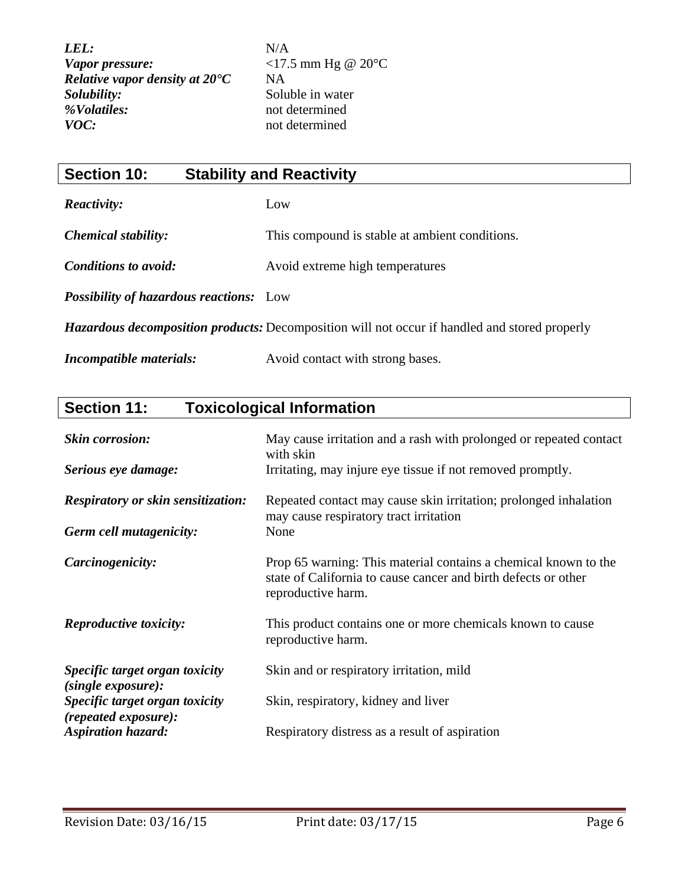| | |
|---|---|
| ***LEL:*** | N/A |
| ***Vapor pressure:*** | <17.5 mm Hg @ 20°C |
| ***Relative vapor density at 20°C*** | NA |
| ***Solubility:*** | Soluble in water |
| ***%Volatiles:*** | not determined |
| ***VOC:*** | not determined |

## Section 10: Stability and Reactivity

| | |
|---|---|
| ***Reactivity:*** | Low |
| ***Chemical stability:*** | This compound is stable at ambient conditions. |
| ***Conditions to avoid:*** | Avoid extreme high temperatures |
| ***Possibility of hazardous reactions:*** | Low |
| ***Hazardous decomposition products:*** | Decomposition will not occur if handled and stored properly |
| ***Incompatible materials:*** | Avoid contact with strong bases. |

## Section 11: Toxicological Information

| | |
|---|---|
| ***Skin corrosion:*** | May cause irritation and a rash with prolonged or repeated contact with skin |
| ***Serious eye damage:*** | Irritating, may injure eye tissue if not removed promptly. |
| ***Respiratory or skin sensitization:*** | Repeated contact may cause skin irritation; prolonged inhalation may cause respiratory tract irritation |
| ***Germ cell mutagenicity:*** | None |
| ***Carcinogenicity:*** | Prop 65 warning: This material contains a chemical known to the state of California to cause cancer and birth defects or other reproductive harm. |
| ***Reproductive toxicity:*** | This product contains one or more chemicals known to cause reproductive harm. |
| ***Specific target organ toxicity (single exposure):*** | Skin and or respiratory irritation, mild |
| ***Specific target organ toxicity (repeated exposure):*** | Skin, respiratory, kidney and liver |
| ***Aspiration hazard:*** | Respiratory distress as a result of aspiration |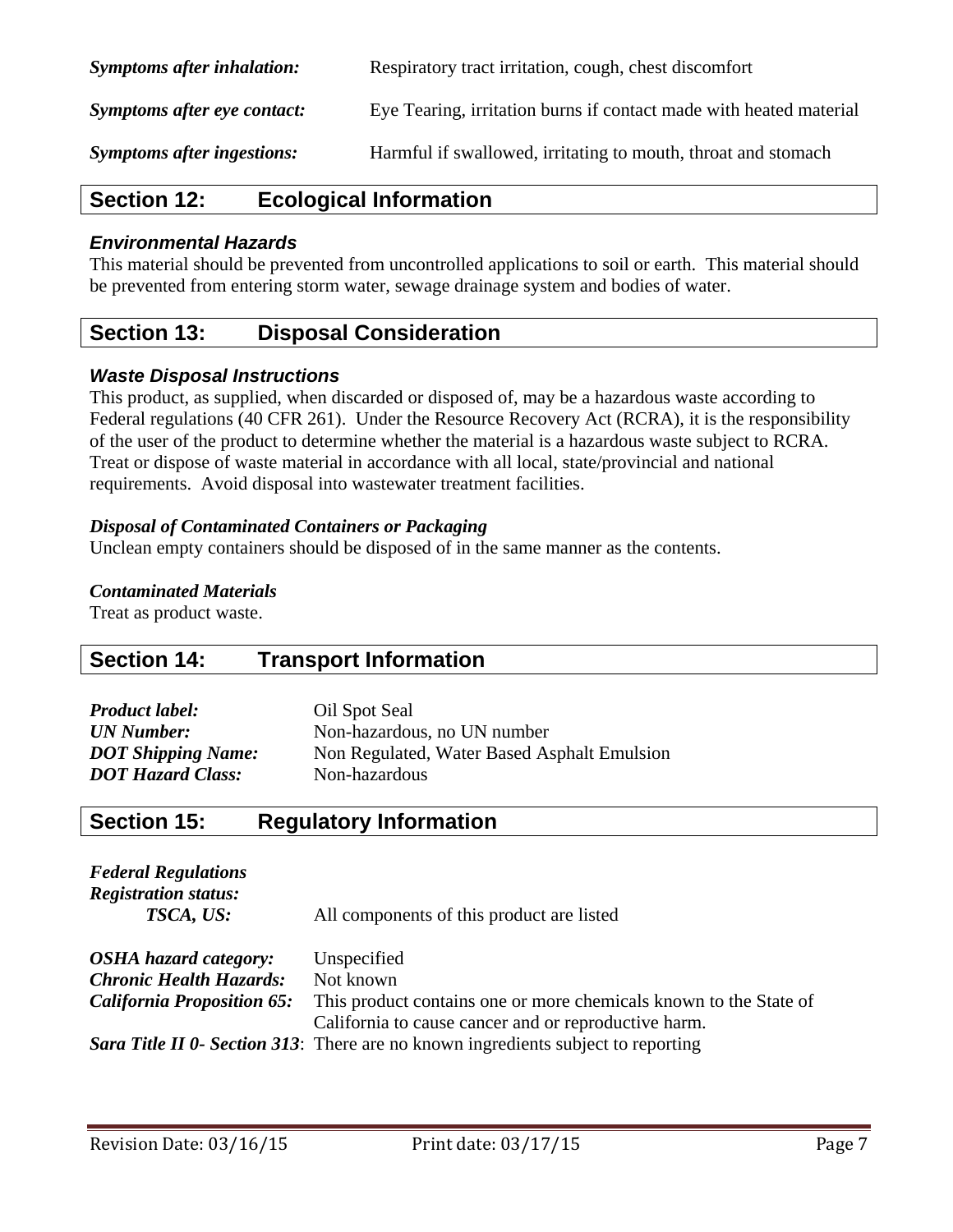***Symptoms after inhalation:*** Respiratory tract irritation, cough, chest discomfort

***Symptoms after eye contact:*** Eye Tearing, irritation burns if contact made with heated material

***Symptoms after ingestions:*** Harmful if swallowed, irritating to mouth, throat and stomach

## Section 12: Ecological Information

### *Environmental Hazards*

This material should be prevented from uncontrolled applications to soil or earth. This material should be prevented from entering storm water, sewage drainage system and bodies of water.

## Section 13: Disposal Consideration

### *Waste Disposal Instructions*

This product, as supplied, when discarded or disposed of, may be a hazardous waste according to Federal regulations (40 CFR 261). Under the Resource Recovery Act (RCRA), it is the responsibility of the user of the product to determine whether the material is a hazardous waste subject to RCRA. Treat or dispose of waste material in accordance with all local, state/provincial and national requirements. Avoid disposal into wastewater treatment facilities.

***Disposal of Contaminated Containers or Packaging***

Unclean empty containers should be disposed of in the same manner as the contents.

***Contaminated Materials***

Treat as product waste.

## Section 14: Transport Information

***Product label:*** Oil Spot Seal
***UN Number:*** Non-hazardous, no UN number
***DOT Shipping Name:*** Non Regulated, Water Based Asphalt Emulsion
***DOT Hazard Class:*** Non-hazardous

## Section 15: Regulatory Information

***Federal Regulations***
***Registration status:***
***TSCA, US:*** All components of this product are listed

***OSHA hazard category:*** Unspecified
***Chronic Health Hazards:*** Not known
***California Proposition 65:*** This product contains one or more chemicals known to the State of California to cause cancer and or reproductive harm.
***Sara Title II 0- Section 313***: There are no known ingredients subject to reporting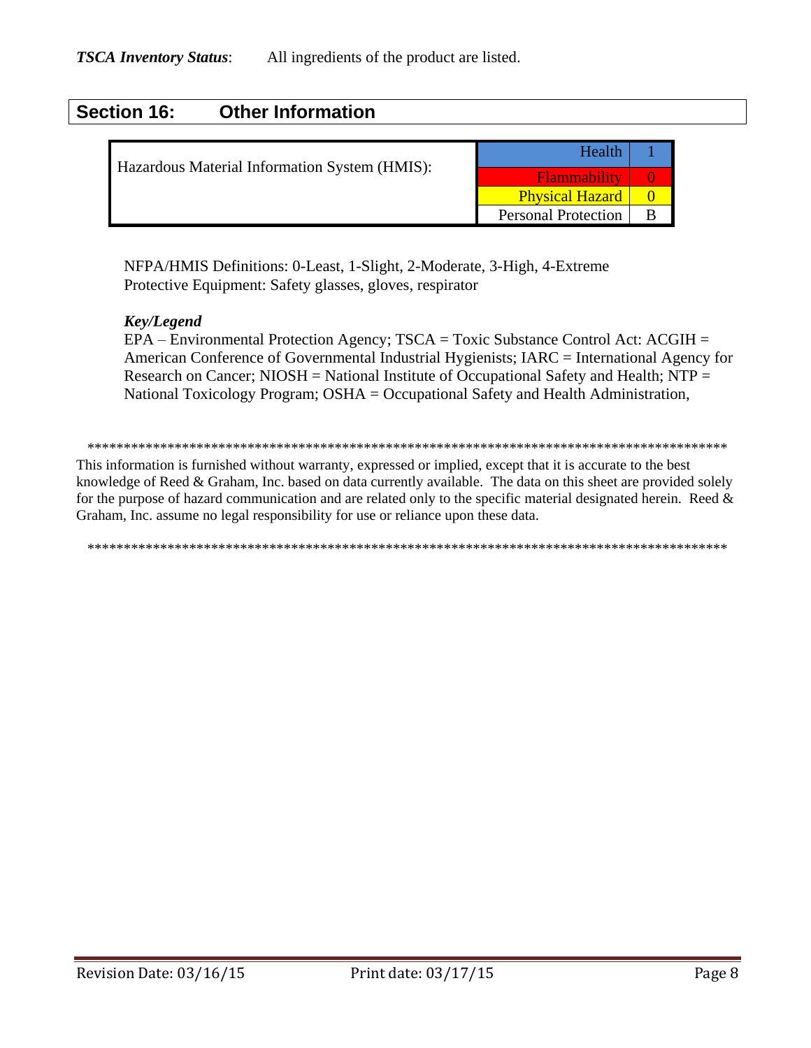***TSCA Inventory Status***: All ingredients of the product are listed.

## Section 16: Other Information

| | | |
|---|---|---|
| Hazardous Material Information System (HMIS): | Health | 1 |
| | Flammability | 0 |
| | Physical Hazard | 0 |
| | Personal Protection | B |

NFPA/HMIS Definitions: 0-Least, 1-Slight, 2-Moderate, 3-High, 4-Extreme
Protective Equipment: Safety glasses, gloves, respirator

***Key/Legend***
EPA – Environmental Protection Agency; TSCA = Toxic Substance Control Act: ACGIH = American Conference of Governmental Industrial Hygienists; IARC = International Agency for Research on Cancer; NIOSH = National Institute of Occupational Safety and Health; NTP = National Toxicology Program; OSHA = Occupational Safety and Health Administration,

******************************************************************************************

This information is furnished without warranty, expressed or implied, except that it is accurate to the best knowledge of Reed & Graham, Inc. based on data currently available. The data on this sheet are provided solely for the purpose of hazard communication and are related only to the specific material designated herein. Reed & Graham, Inc. assume no legal responsibility for use or reliance upon these data.

******************************************************************************************

Revision Date: 03/16/15 Print date: 03/17/15